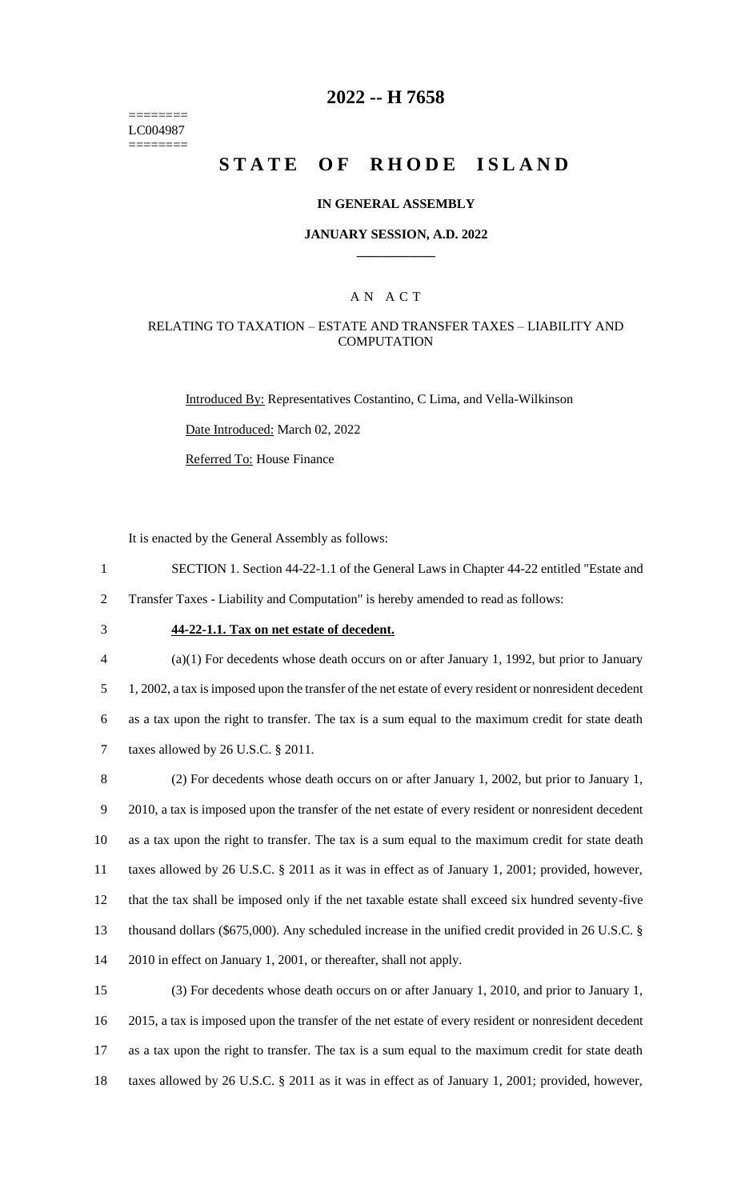========
LC004987
========

# 2022 -- H 7658

# STATE OF RHODE ISLAND

**IN GENERAL ASSEMBLY**

**JANUARY SESSION, A.D. 2022**

____________

A N A C T

RELATING TO TAXATION – ESTATE AND TRANSFER TAXES – LIABILITY AND COMPUTATION

Introduced By: Representatives Costantino, C Lima, and Vella-Wilkinson

Date Introduced: March 02, 2022

Referred To: House Finance

It is enacted by the General Assembly as follows:

SECTION 1. Section 44-22-1.1 of the General Laws in Chapter 44-22 entitled "Estate and Transfer Taxes - Liability and Computation" is hereby amended to read as follows:

**44-22-1.1. Tax on net estate of decedent.**

(a)(1) For decedents whose death occurs on or after January 1, 1992, but prior to January 1, 2002, a tax is imposed upon the transfer of the net estate of every resident or nonresident decedent as a tax upon the right to transfer. The tax is a sum equal to the maximum credit for state death taxes allowed by 26 U.S.C. § 2011.

(2) For decedents whose death occurs on or after January 1, 2002, but prior to January 1, 2010, a tax is imposed upon the transfer of the net estate of every resident or nonresident decedent as a tax upon the right to transfer. The tax is a sum equal to the maximum credit for state death taxes allowed by 26 U.S.C. § 2011 as it was in effect as of January 1, 2001; provided, however, that the tax shall be imposed only if the net taxable estate shall exceed six hundred seventy-five thousand dollars ($675,000). Any scheduled increase in the unified credit provided in 26 U.S.C. § 2010 in effect on January 1, 2001, or thereafter, shall not apply.

(3) For decedents whose death occurs on or after January 1, 2010, and prior to January 1, 2015, a tax is imposed upon the transfer of the net estate of every resident or nonresident decedent as a tax upon the right to transfer. The tax is a sum equal to the maximum credit for state death taxes allowed by 26 U.S.C. § 2011 as it was in effect as of January 1, 2001; provided, however,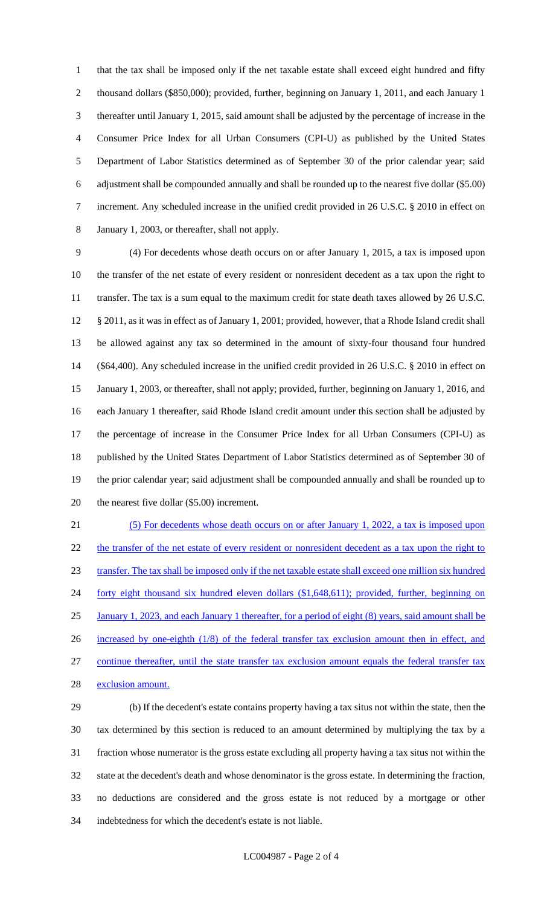that the tax shall be imposed only if the net taxable estate shall exceed eight hundred and fifty thousand dollars ($850,000); provided, further, beginning on January 1, 2011, and each January 1 thereafter until January 1, 2015, said amount shall be adjusted by the percentage of increase in the Consumer Price Index for all Urban Consumers (CPI-U) as published by the United States Department of Labor Statistics determined as of September 30 of the prior calendar year; said adjustment shall be compounded annually and shall be rounded up to the nearest five dollar ($5.00) increment. Any scheduled increase in the unified credit provided in 26 U.S.C. § 2010 in effect on January 1, 2003, or thereafter, shall not apply.

(4) For decedents whose death occurs on or after January 1, 2015, a tax is imposed upon the transfer of the net estate of every resident or nonresident decedent as a tax upon the right to transfer. The tax is a sum equal to the maximum credit for state death taxes allowed by 26 U.S.C. § 2011, as it was in effect as of January 1, 2001; provided, however, that a Rhode Island credit shall be allowed against any tax so determined in the amount of sixty-four thousand four hundred ($64,400). Any scheduled increase in the unified credit provided in 26 U.S.C. § 2010 in effect on January 1, 2003, or thereafter, shall not apply; provided, further, beginning on January 1, 2016, and each January 1 thereafter, said Rhode Island credit amount under this section shall be adjusted by the percentage of increase in the Consumer Price Index for all Urban Consumers (CPI-U) as published by the United States Department of Labor Statistics determined as of September 30 of the prior calendar year; said adjustment shall be compounded annually and shall be rounded up to the nearest five dollar ($5.00) increment.

(5) For decedents whose death occurs on or after January 1, 2022, a tax is imposed upon the transfer of the net estate of every resident or nonresident decedent as a tax upon the right to transfer. The tax shall be imposed only if the net taxable estate shall exceed one million six hundred forty eight thousand six hundred eleven dollars ($1,648,611); provided, further, beginning on January 1, 2023, and each January 1 thereafter, for a period of eight (8) years, said amount shall be increased by one-eighth (1/8) of the federal transfer tax exclusion amount then in effect, and continue thereafter, until the state transfer tax exclusion amount equals the federal transfer tax exclusion amount.

(b) If the decedent's estate contains property having a tax situs not within the state, then the tax determined by this section is reduced to an amount determined by multiplying the tax by a fraction whose numerator is the gross estate excluding all property having a tax situs not within the state at the decedent's death and whose denominator is the gross estate. In determining the fraction, no deductions are considered and the gross estate is not reduced by a mortgage or other indebtedness for which the decedent's estate is not liable.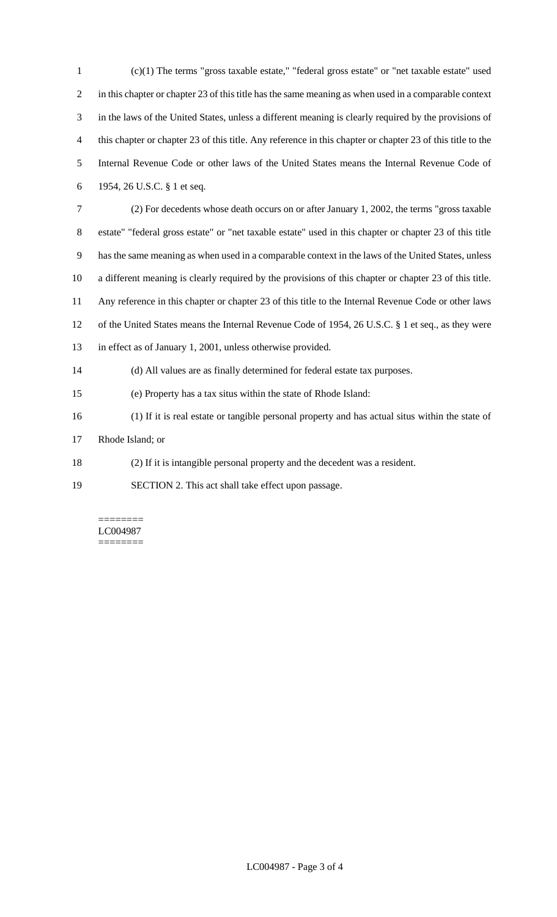(c)(1) The terms "gross taxable estate," "federal gross estate" or "net taxable estate" used in this chapter or chapter 23 of this title has the same meaning as when used in a comparable context in the laws of the United States, unless a different meaning is clearly required by the provisions of this chapter or chapter 23 of this title. Any reference in this chapter or chapter 23 of this title to the Internal Revenue Code or other laws of the United States means the Internal Revenue Code of 1954, 26 U.S.C. § 1 et seq.

(2) For decedents whose death occurs on or after January 1, 2002, the terms "gross taxable estate" "federal gross estate" or "net taxable estate" used in this chapter or chapter 23 of this title has the same meaning as when used in a comparable context in the laws of the United States, unless a different meaning is clearly required by the provisions of this chapter or chapter 23 of this title. Any reference in this chapter or chapter 23 of this title to the Internal Revenue Code or other laws of the United States means the Internal Revenue Code of 1954, 26 U.S.C. § 1 et seq., as they were in effect as of January 1, 2001, unless otherwise provided.

(d) All values are as finally determined for federal estate tax purposes.

(e) Property has a tax situs within the state of Rhode Island:

(1) If it is real estate or tangible personal property and has actual situs within the state of Rhode Island; or

(2) If it is intangible personal property and the decedent was a resident.

SECTION 2. This act shall take effect upon passage.

========
LC004987
========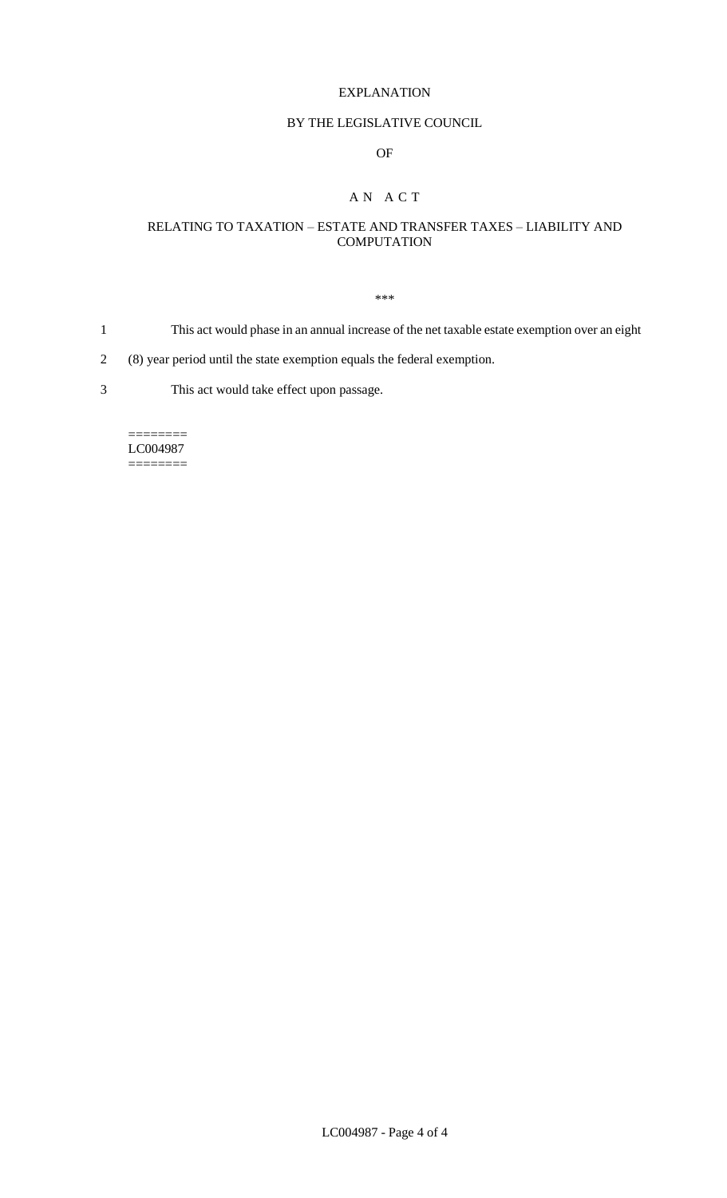EXPLANATION

BY THE LEGISLATIVE COUNCIL

OF

# A N A C T

RELATING TO TAXATION – ESTATE AND TRANSFER TAXES – LIABILITY AND COMPUTATION

\*\*\*

This act would phase in an annual increase of the net taxable estate exemption over an eight (8) year period until the state exemption equals the federal exemption.

This act would take effect upon passage.

========
LC004987
========